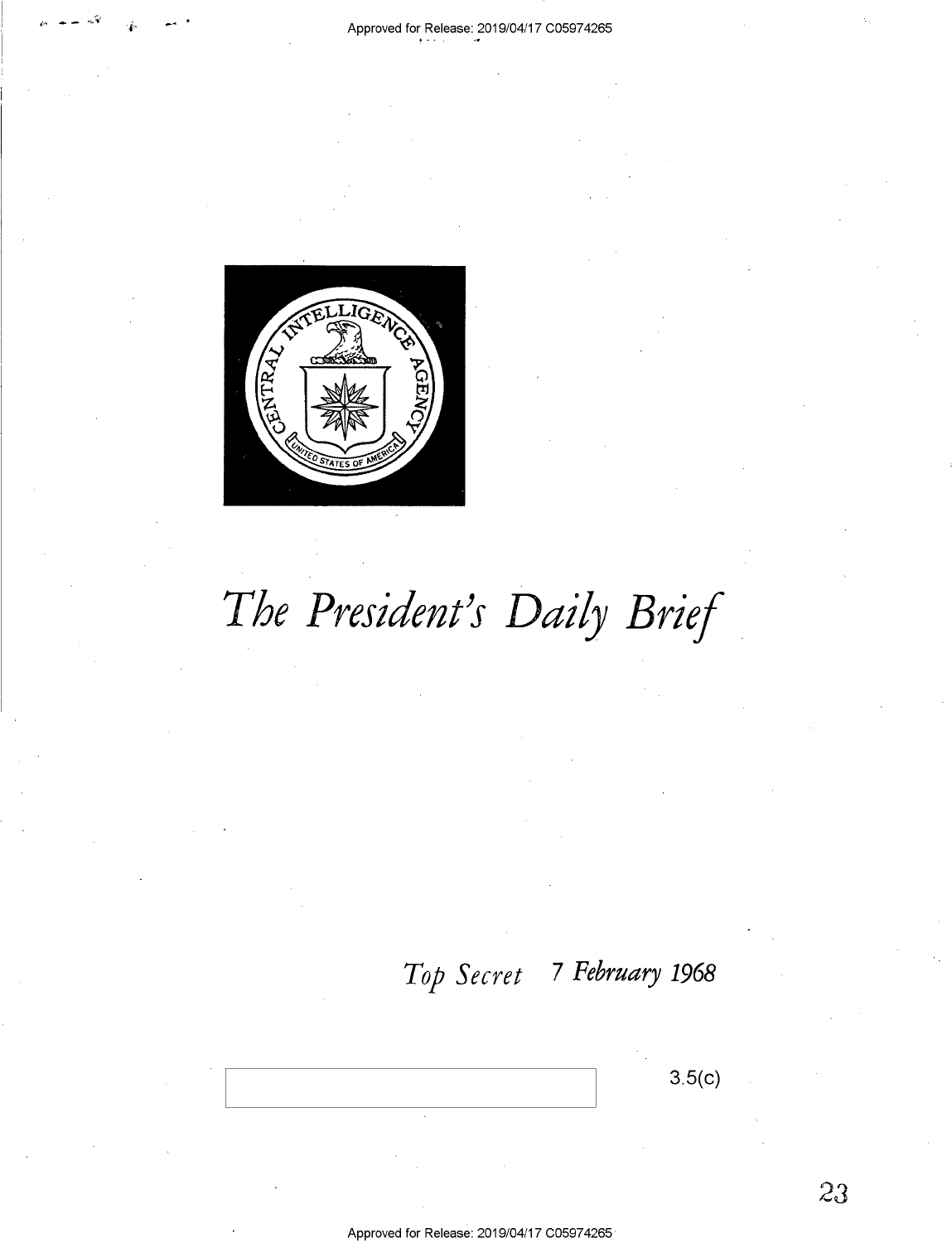# *The President's Daily Brief*

*Top Secret* *7 February 1968*

3.5(c)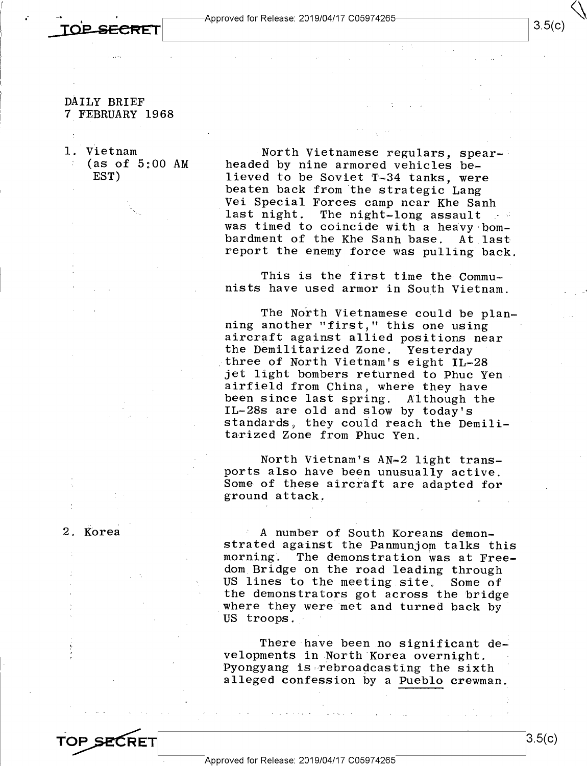DAILY BRIEF
7 FEBRUARY 1968

1. Vietnam (as of 5:00 AM EST)

North Vietnamese regulars, spearheaded by nine armored vehicles believed to be Soviet T-34 tanks, were beaten back from the strategic Lang Vei Special Forces camp near Khe Sanh last night. The night-long assault was timed to coincide with a heavy bombardment of the Khe Sanh base. At last report the enemy force was pulling back.

This is the first time the Communists have used armor in South Vietnam.

The North Vietnamese could be planning another "first," this one using aircraft against allied positions near the Demilitarized Zone. Yesterday three of North Vietnam's eight IL-28 jet light bombers returned to Phuc Yen airfield from China, where they have been since last spring. Although the IL-28s are old and slow by today's standards, they could reach the Demilitarized Zone from Phuc Yen.

North Vietnam's AN-2 light transports also have been unusually active. Some of these aircraft are adapted for ground attack.

2. Korea

A number of South Koreans demonstrated against the Panmunjom talks this morning. The demonstration was at Freedom Bridge on the road leading through US lines to the meeting site. Some of the demonstrators got across the bridge where they were met and turned back by US troops.

There have been no significant developments in North Korea overnight. Pyongyang is rebroadcasting the sixth alleged confession by a *Pueblo* crewman.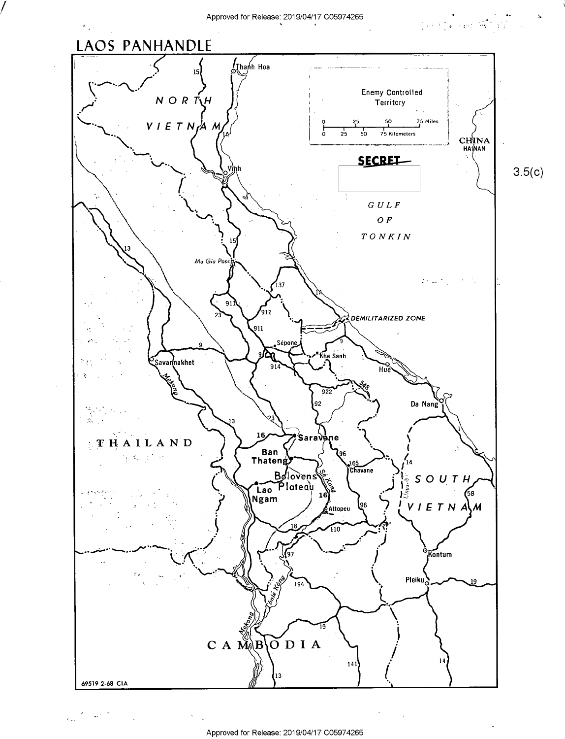# LAOS PANHANDLE

Enemy Controlled Territory

0 25 50 75 Miles
0 25 50 75 Kilometers

SECRET

3.5(c)

NORTH VIETNAM

CHINA
HAINAN

GULF OF TONKIN

Thanh Hoa

Vinh

Mu Gia Pass

DEMILITARIZED ZONE

Sepone

Khe Sanh

Hue

Da Nang

Savannakhet

Mekong

THAILAND

Saravane

Ban Thateng

Bolovens Plateau

Lao Ngam

Se Kong

Attopeu

Chavane

SOUTH VIETNAM

Kontum

Pleiku

Tonle Kong

CAMBODIA

69519 2-68 CIA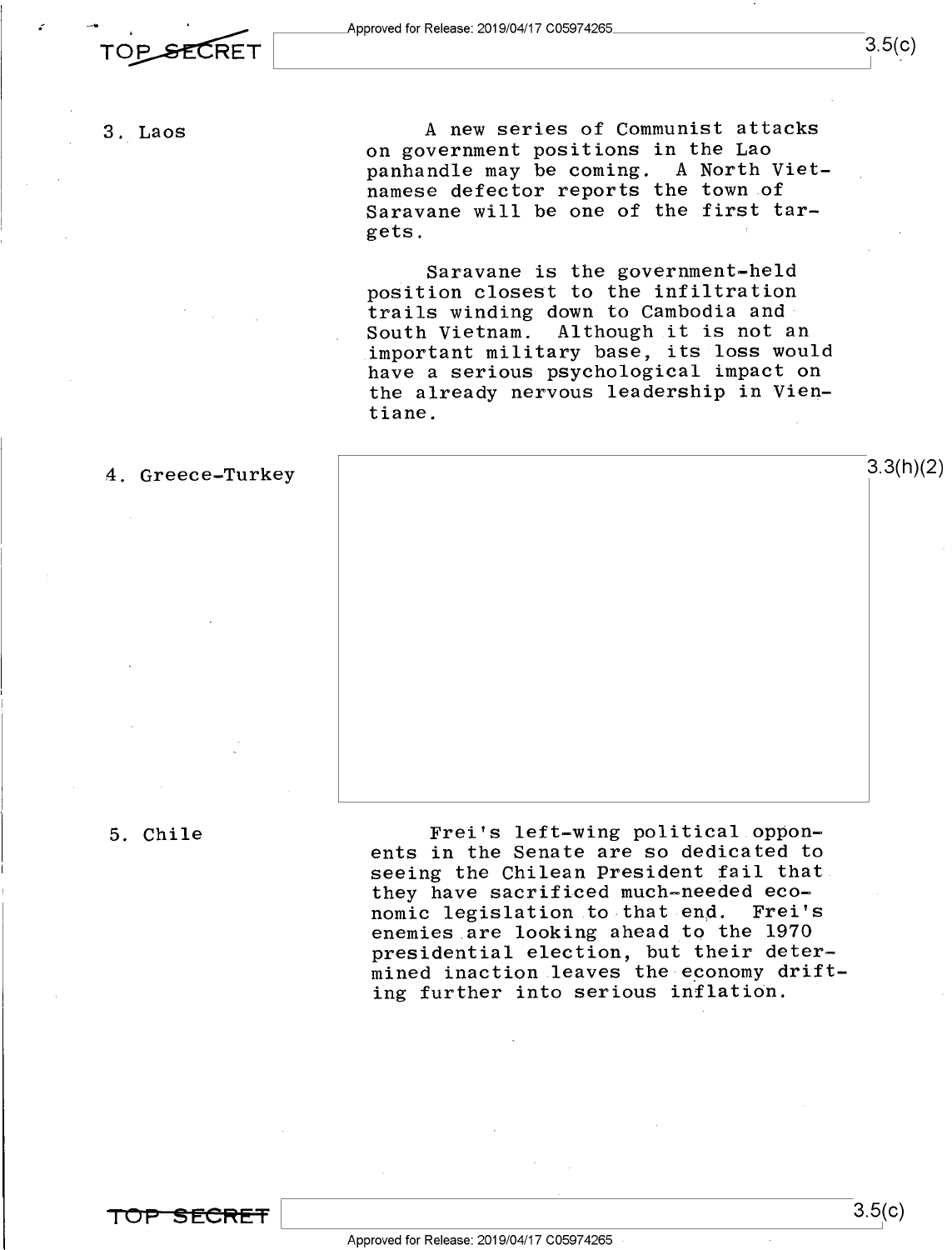3. Laos

A new series of Communist attacks on government positions in the Lao panhandle may be coming. A North Vietnamese defector reports the town of Saravane will be one of the first targets.

Saravane is the government-held position closest to the infiltration trails winding down to Cambodia and South Vietnam. Although it is not an important military base, its loss would have a serious psychological impact on the already nervous leadership in Vientiane.

4. Greece-Turkey

3.3(h)(2)

5. Chile

Frei's left-wing political opponents in the Senate are so dedicated to seeing the Chilean President fail that they have sacrificed much-needed economic legislation to that end. Frei's enemies are looking ahead to the 1970 presidential election, but their determined inaction leaves the economy drifting further into serious inflation.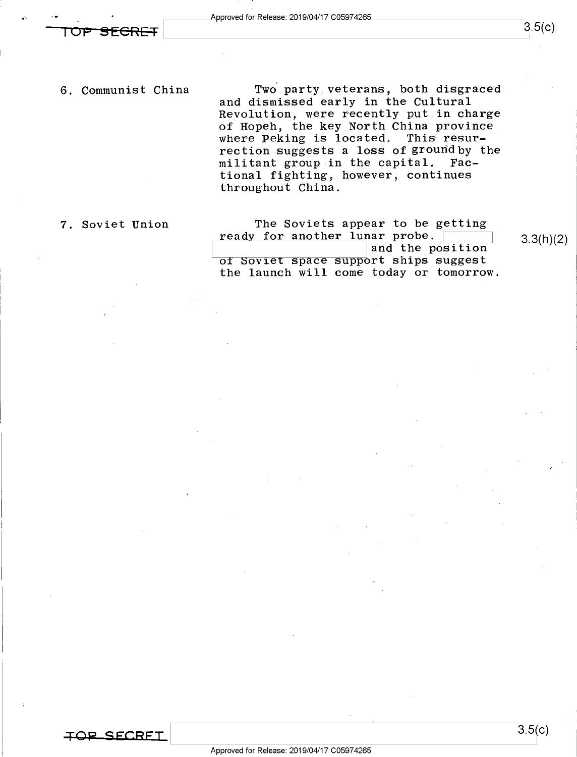6. Communist China

Two party veterans, both disgraced and dismissed early in the Cultural Revolution, were recently put in charge of Hopeh, the key North China province where Peking is located. This resurrection suggests a loss of ground by the militant group in the capital. Factional fighting, however, continues throughout China.

7. Soviet Union

The Soviets appear to be getting ready for another lunar probe. [redacted] and the position of Soviet space support ships suggest the launch will come today or tomorrow.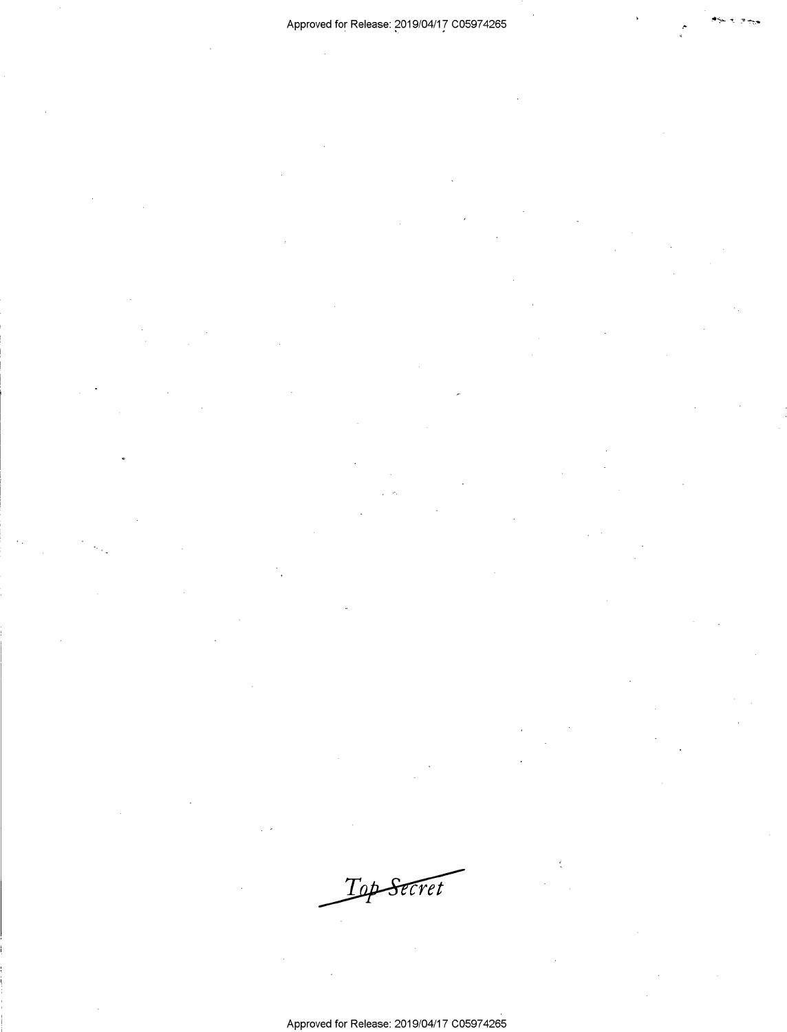~~Top Secret~~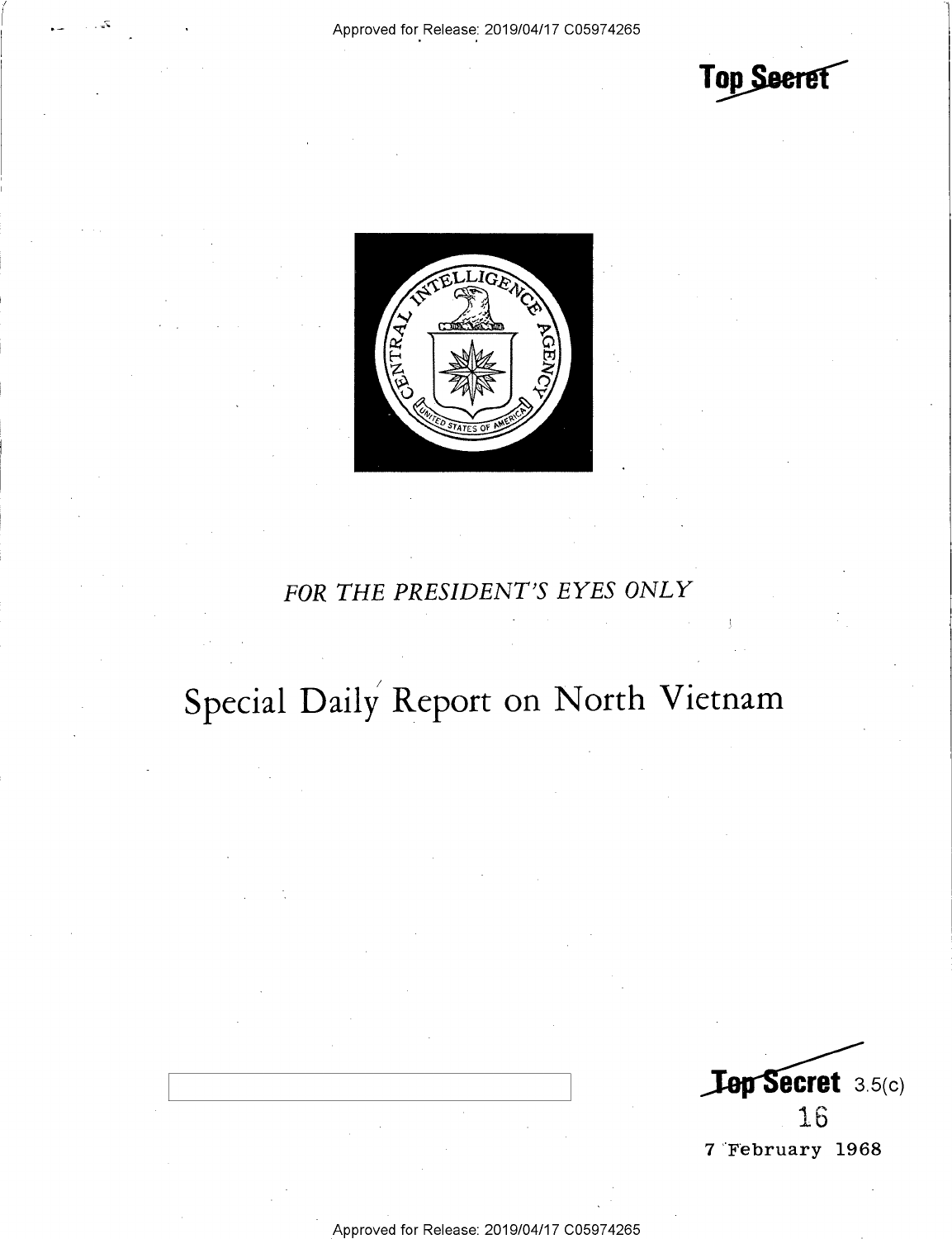Top Secret

FOR THE PRESIDENT'S EYES ONLY

# Special Daily Report on North Vietnam

Top Secret 3.5(c)

16

7 February 1968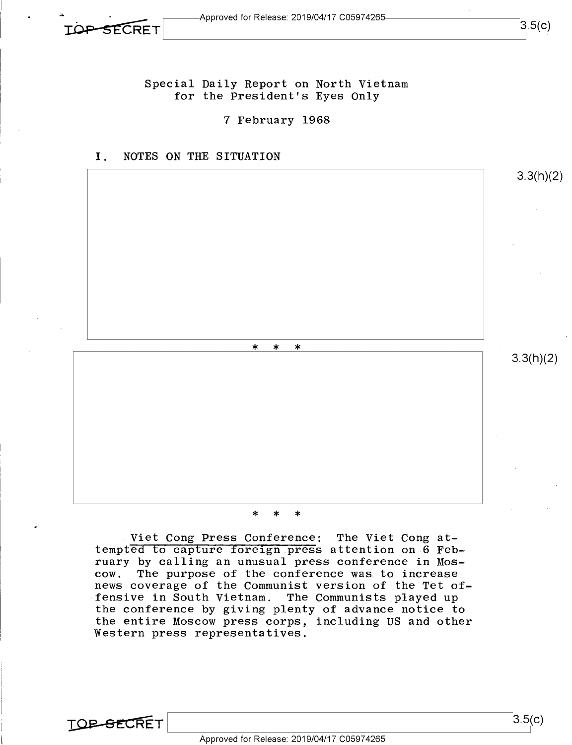TOP SECRET

3.5(c)

Special Daily Report on North Vietnam
for the President's Eyes Only

7 February 1968

## I. NOTES ON THE SITUATION

3.3(h)(2)

\* \* \*

3.3(h)(2)

\* \* \*

Viet Cong Press Conference: The Viet Cong attempted to capture foreign press attention on 6 February by calling an unusual press conference in Moscow. The purpose of the conference was to increase news coverage of the Communist version of the Tet offensive in South Vietnam. The Communists played up the conference by giving plenty of advance notice to the entire Moscow press corps, including US and other Western press representatives.

TOP SECRET

3.5(c)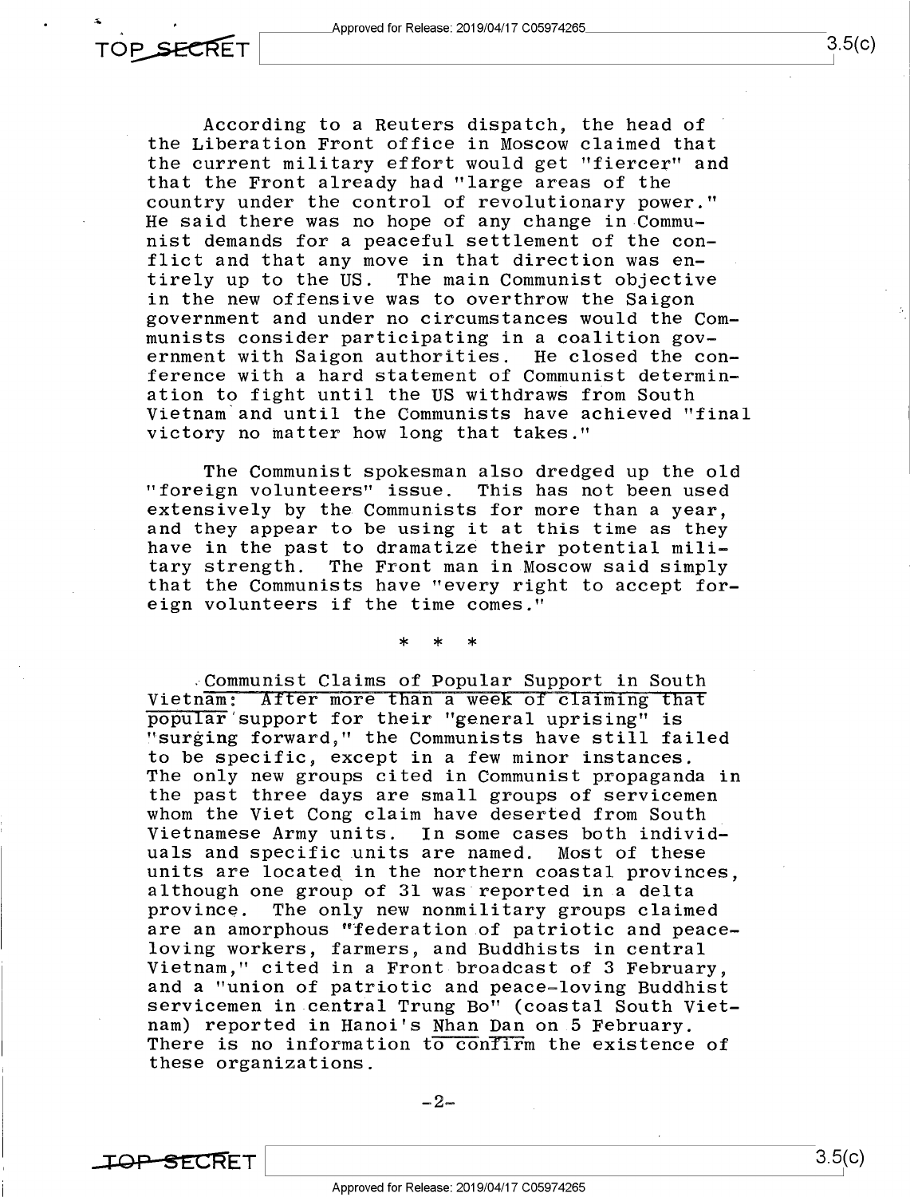According to a Reuters dispatch, the head of the Liberation Front office in Moscow claimed that the current military effort would get "fiercer" and that the Front already had "large areas of the country under the control of revolutionary power." He said there was no hope of any change in Communist demands for a peaceful settlement of the conflict and that any move in that direction was entirely up to the US. The main Communist objective in the new offensive was to overthrow the Saigon government and under no circumstances would the Communists consider participating in a coalition government with Saigon authorities. He closed the conference with a hard statement of Communist determination to fight until the US withdraws from South Vietnam and until the Communists have achieved "final victory no matter how long that takes."

The Communist spokesman also dredged up the old "foreign volunteers" issue. This has not been used extensively by the Communists for more than a year, and they appear to be using it at this time as they have in the past to dramatize their potential military strength. The Front man in Moscow said simply that the Communists have "every right to accept foreign volunteers if the time comes."

\* \* \*

Communist Claims of Popular Support in South Vietnam: After more than a week of claiming that popular support for their "general uprising" is "surging forward," the Communists have still failed to be specific, except in a few minor instances. The only new groups cited in Communist propaganda in the past three days are small groups of servicemen whom the Viet Cong claim have deserted from South Vietnamese Army units. In some cases both individuals and specific units are named. Most of these units are located in the northern coastal provinces, although one group of 31 was reported in a delta province. The only new nonmilitary groups claimed are an amorphous "federation of patriotic and peace-loving workers, farmers, and Buddhists in central Vietnam," cited in a Front broadcast of 3 February, and a "union of patriotic and peace-loving Buddhist servicemen in central Trung Bo" (coastal South Vietnam) reported in Hanoi's Nhan Dan on 5 February. There is no information to confirm the existence of these organizations.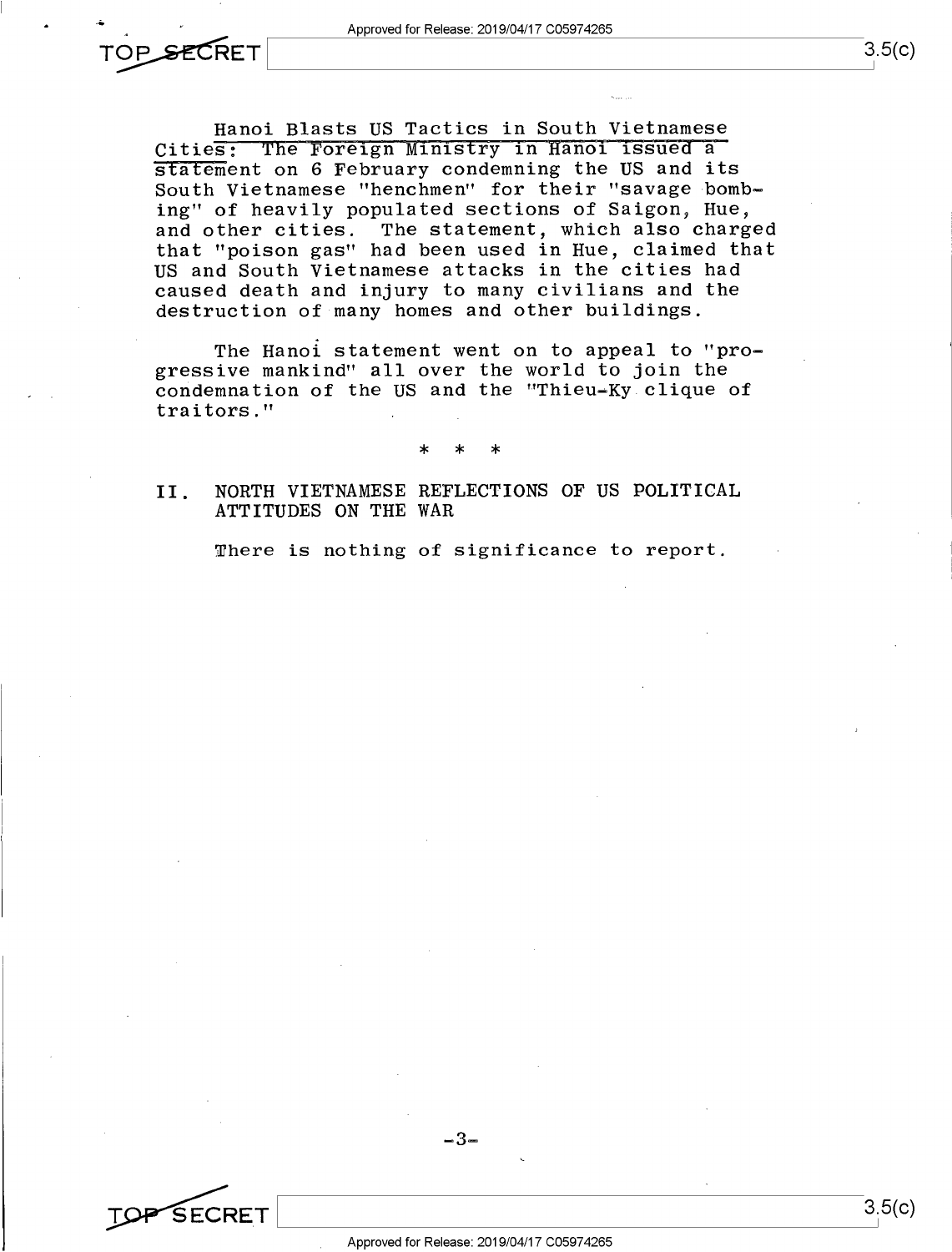Hanoi Blasts US Tactics in South Vietnamese Cities: The Foreign Ministry in Hanoi issued a statement on 6 February condemning the US and its South Vietnamese "henchmen" for their "savage bombing" of heavily populated sections of Saigon, Hue, and other cities. The statement, which also charged that "poison gas" had been used in Hue, claimed that US and South Vietnamese attacks in the cities had caused death and injury to many civilians and the destruction of many homes and other buildings.

The Hanoi statement went on to appeal to "progressive mankind" all over the world to join the condemnation of the US and the "Thieu-Ky clique of traitors."

\* \* \*

## II. NORTH VIETNAMESE REFLECTIONS OF US POLITICAL ATTITUDES ON THE WAR

There is nothing of significance to report.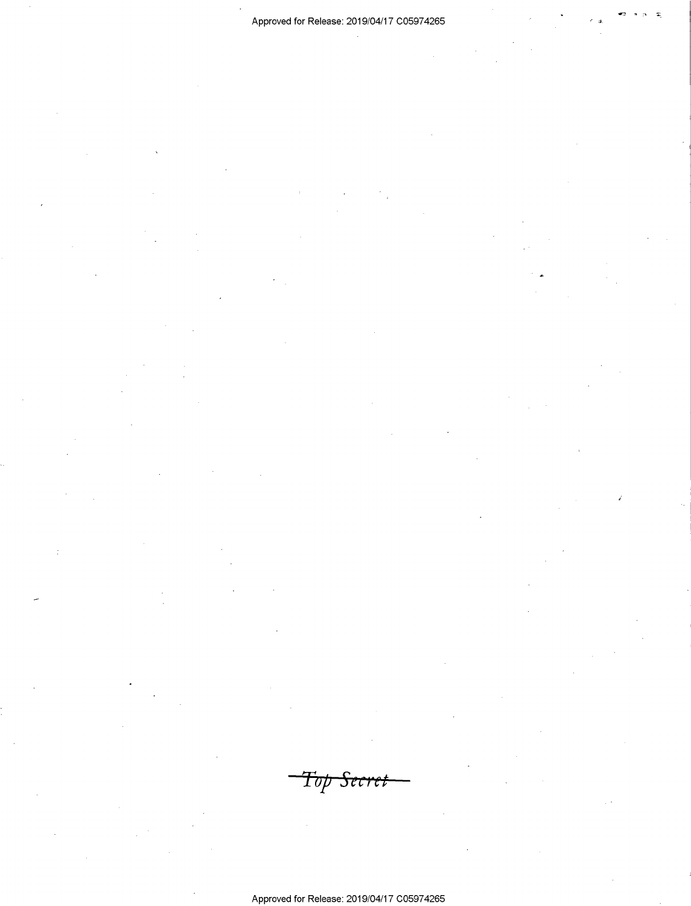~~Top Secret~~